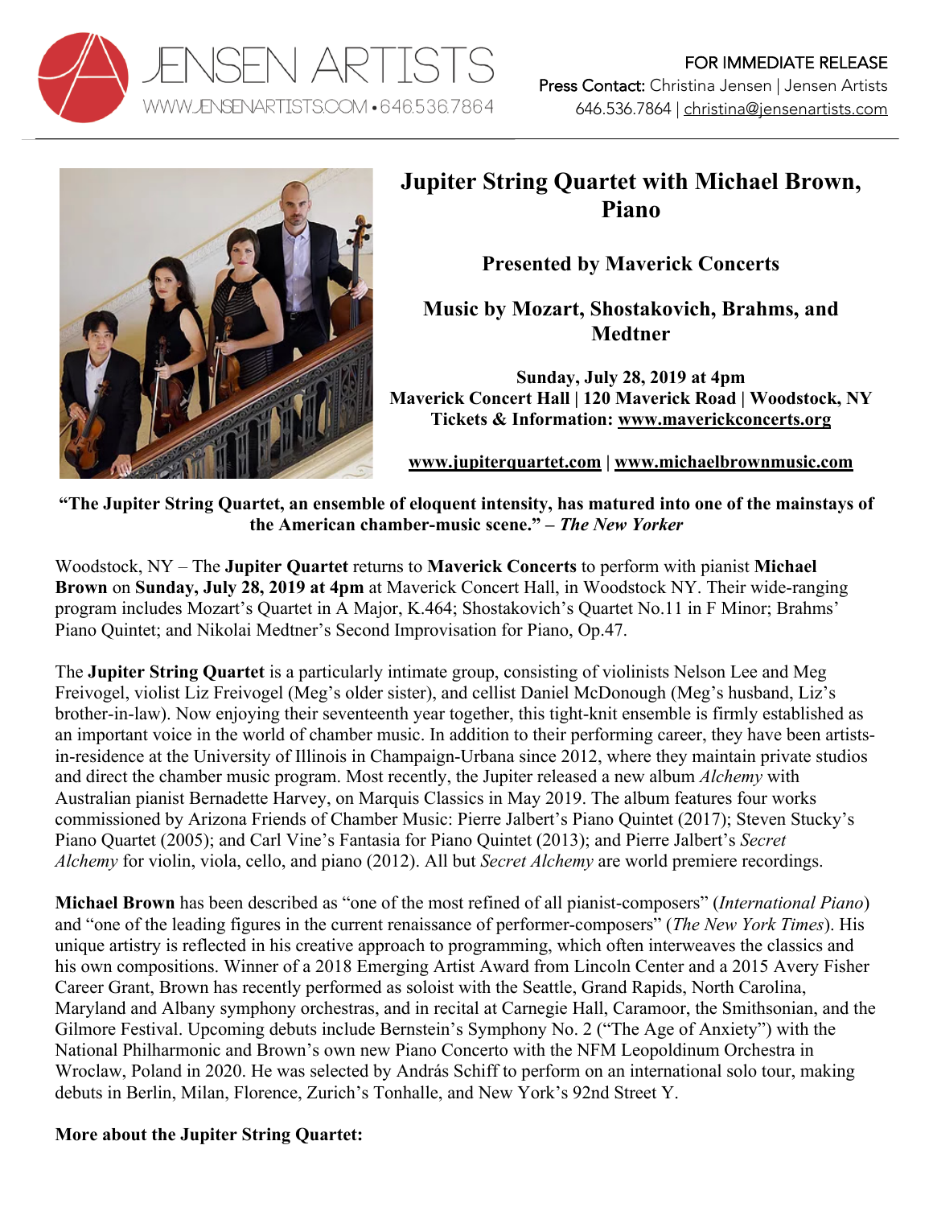JENSEN ARTISTS
WWW.JENSENARTISTS.COM • 646.536.7864

FOR IMMEDIATE RELEASE
**Press Contact:** Christina Jensen | Jensen Artists
646.536.7864 | christina@jensenartists.com

# Jupiter String Quartet with Michael Brown, Piano

## Presented by Maverick Concerts

## Music by Mozart, Shostakovich, Brahms, and Medtner

**Sunday, July 28, 2019 at 4pm**
**Maverick Concert Hall | 120 Maverick Road | Woodstock, NY**
**Tickets & Information: www.maverickconcerts.org**

**www.jupiterquartet.com | www.michaelbrownmusic.com**

**"The Jupiter String Quartet, an ensemble of eloquent intensity, has matured into one of the mainstays of the American chamber-music scene." – *The New Yorker***

Woodstock, NY – The **Jupiter Quartet** returns to **Maverick Concerts** to perform with pianist **Michael Brown** on **Sunday, July 28, 2019 at 4pm** at Maverick Concert Hall, in Woodstock NY. Their wide-ranging program includes Mozart's Quartet in A Major, K.464; Shostakovich's Quartet No.11 in F Minor; Brahms' Piano Quintet; and Nikolai Medtner's Second Improvisation for Piano, Op.47.

The **Jupiter String Quartet** is a particularly intimate group, consisting of violinists Nelson Lee and Meg Freivogel, violist Liz Freivogel (Meg's older sister), and cellist Daniel McDonough (Meg's husband, Liz's brother-in-law). Now enjoying their seventeenth year together, this tight-knit ensemble is firmly established as an important voice in the world of chamber music. In addition to their performing career, they have been artists-in-residence at the University of Illinois in Champaign-Urbana since 2012, where they maintain private studios and direct the chamber music program. Most recently, the Jupiter released a new album *Alchemy* with Australian pianist Bernadette Harvey, on Marquis Classics in May 2019. The album features four works commissioned by Arizona Friends of Chamber Music: Pierre Jalbert's Piano Quintet (2017); Steven Stucky's Piano Quartet (2005); and Carl Vine's Fantasia for Piano Quintet (2013); and Pierre Jalbert's *Secret Alchemy* for violin, viola, cello, and piano (2012). All but *Secret Alchemy* are world premiere recordings.

**Michael Brown** has been described as "one of the most refined of all pianist-composers" (*International Piano*) and "one of the leading figures in the current renaissance of performer-composers" (*The New York Times*). His unique artistry is reflected in his creative approach to programming, which often interweaves the classics and his own compositions. Winner of a 2018 Emerging Artist Award from Lincoln Center and a 2015 Avery Fisher Career Grant, Brown has recently performed as soloist with the Seattle, Grand Rapids, North Carolina, Maryland and Albany symphony orchestras, and in recital at Carnegie Hall, Caramoor, the Smithsonian, and the Gilmore Festival. Upcoming debuts include Bernstein's Symphony No. 2 ("The Age of Anxiety") with the National Philharmonic and Brown's own new Piano Concerto with the NFM Leopoldinum Orchestra in Wroclaw, Poland in 2020. He was selected by András Schiff to perform on an international solo tour, making debuts in Berlin, Milan, Florence, Zurich's Tonhalle, and New York's 92nd Street Y.

**More about the Jupiter String Quartet:**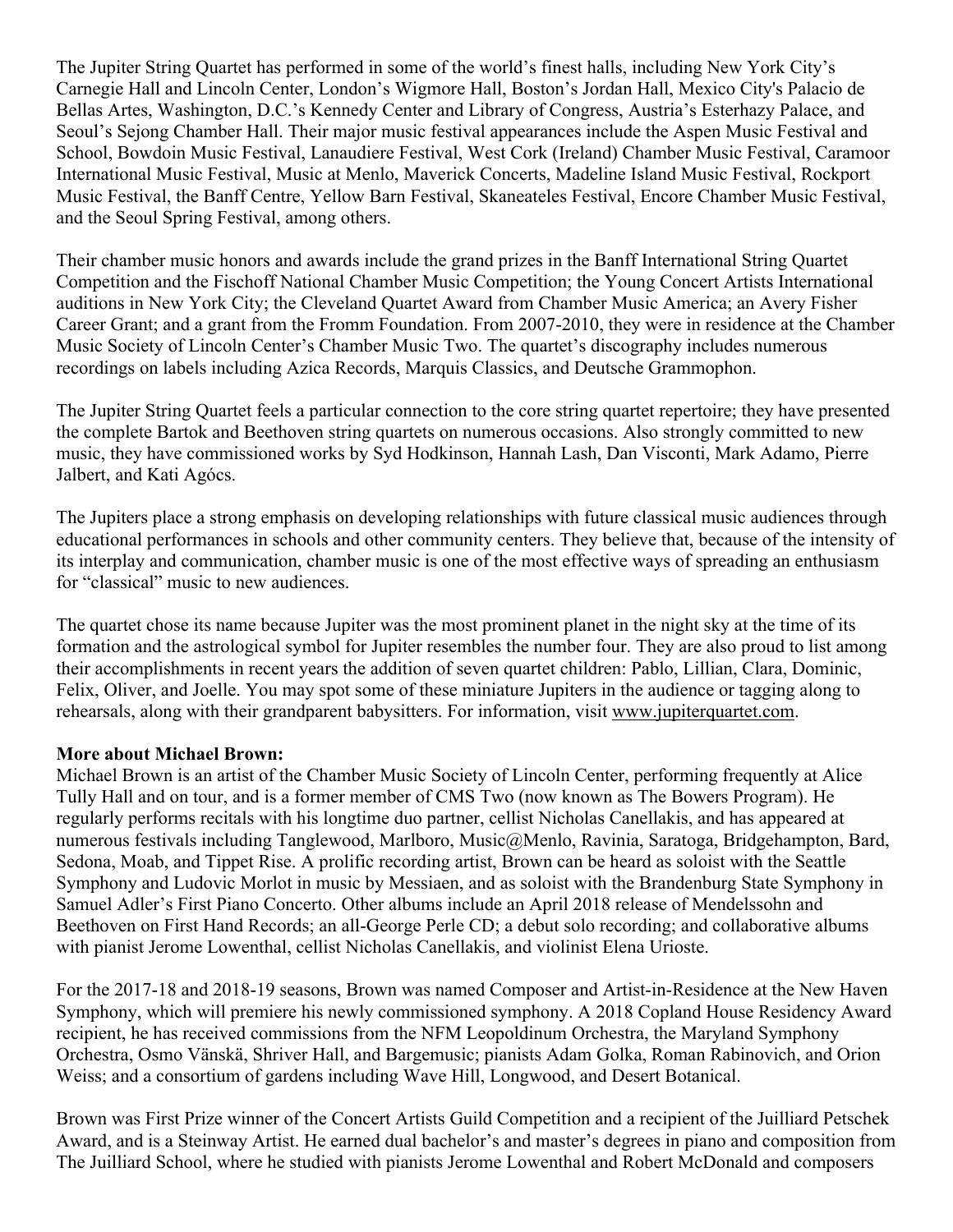The Jupiter String Quartet has performed in some of the world's finest halls, including New York City's Carnegie Hall and Lincoln Center, London's Wigmore Hall, Boston's Jordan Hall, Mexico City's Palacio de Bellas Artes, Washington, D.C.'s Kennedy Center and Library of Congress, Austria's Esterhazy Palace, and Seoul's Sejong Chamber Hall. Their major music festival appearances include the Aspen Music Festival and School, Bowdoin Music Festival, Lanaudiere Festival, West Cork (Ireland) Chamber Music Festival, Caramoor International Music Festival, Music at Menlo, Maverick Concerts, Madeline Island Music Festival, Rockport Music Festival, the Banff Centre, Yellow Barn Festival, Skaneateles Festival, Encore Chamber Music Festival, and the Seoul Spring Festival, among others.

Their chamber music honors and awards include the grand prizes in the Banff International String Quartet Competition and the Fischoff National Chamber Music Competition; the Young Concert Artists International auditions in New York City; the Cleveland Quartet Award from Chamber Music America; an Avery Fisher Career Grant; and a grant from the Fromm Foundation. From 2007-2010, they were in residence at the Chamber Music Society of Lincoln Center's Chamber Music Two. The quartet's discography includes numerous recordings on labels including Azica Records, Marquis Classics, and Deutsche Grammophon.

The Jupiter String Quartet feels a particular connection to the core string quartet repertoire; they have presented the complete Bartok and Beethoven string quartets on numerous occasions. Also strongly committed to new music, they have commissioned works by Syd Hodkinson, Hannah Lash, Dan Visconti, Mark Adamo, Pierre Jalbert, and Kati Agócs.

The Jupiters place a strong emphasis on developing relationships with future classical music audiences through educational performances in schools and other community centers. They believe that, because of the intensity of its interplay and communication, chamber music is one of the most effective ways of spreading an enthusiasm for "classical" music to new audiences.

The quartet chose its name because Jupiter was the most prominent planet in the night sky at the time of its formation and the astrological symbol for Jupiter resembles the number four. They are also proud to list among their accomplishments in recent years the addition of seven quartet children: Pablo, Lillian, Clara, Dominic, Felix, Oliver, and Joelle. You may spot some of these miniature Jupiters in the audience or tagging along to rehearsals, along with their grandparent babysitters. For information, visit www.jupiterquartet.com.

**More about Michael Brown:**

Michael Brown is an artist of the Chamber Music Society of Lincoln Center, performing frequently at Alice Tully Hall and on tour, and is a former member of CMS Two (now known as The Bowers Program). He regularly performs recitals with his longtime duo partner, cellist Nicholas Canellakis, and has appeared at numerous festivals including Tanglewood, Marlboro, Music@Menlo, Ravinia, Saratoga, Bridgehampton, Bard, Sedona, Moab, and Tippet Rise. A prolific recording artist, Brown can be heard as soloist with the Seattle Symphony and Ludovic Morlot in music by Messiaen, and as soloist with the Brandenburg State Symphony in Samuel Adler's First Piano Concerto. Other albums include an April 2018 release of Mendelssohn and Beethoven on First Hand Records; an all-George Perle CD; a debut solo recording; and collaborative albums with pianist Jerome Lowenthal, cellist Nicholas Canellakis, and violinist Elena Urioste.

For the 2017-18 and 2018-19 seasons, Brown was named Composer and Artist-in-Residence at the New Haven Symphony, which will premiere his newly commissioned symphony. A 2018 Copland House Residency Award recipient, he has received commissions from the NFM Leopoldinum Orchestra, the Maryland Symphony Orchestra, Osmo Vänskä, Shriver Hall, and Bargemusic; pianists Adam Golka, Roman Rabinovich, and Orion Weiss; and a consortium of gardens including Wave Hill, Longwood, and Desert Botanical.

Brown was First Prize winner of the Concert Artists Guild Competition and a recipient of the Juilliard Petschek Award, and is a Steinway Artist. He earned dual bachelor's and master's degrees in piano and composition from The Juilliard School, where he studied with pianists Jerome Lowenthal and Robert McDonald and composers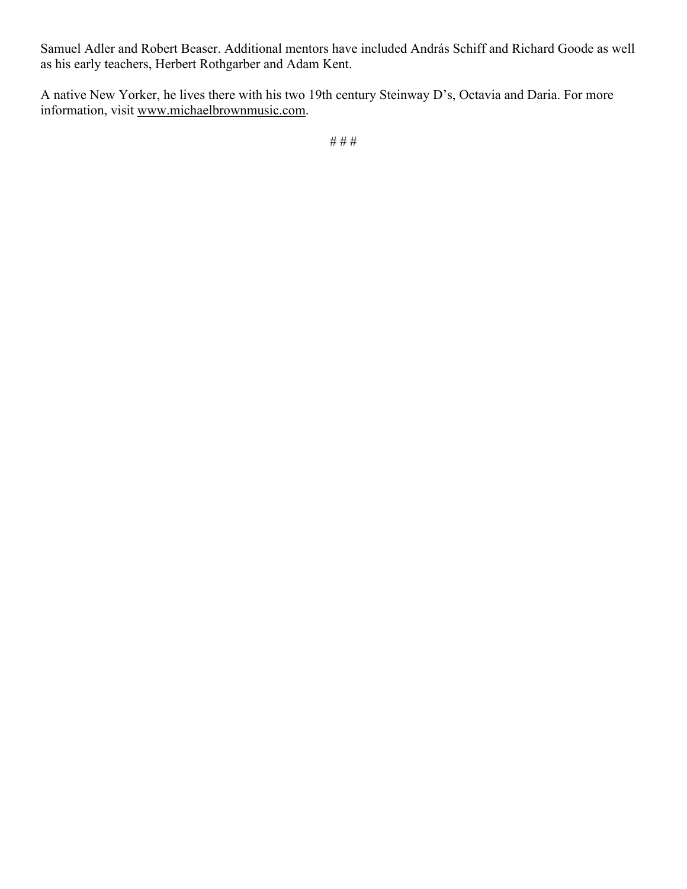Samuel Adler and Robert Beaser. Additional mentors have included András Schiff and Richard Goode as well as his early teachers, Herbert Rothgarber and Adam Kent.

A native New Yorker, he lives there with his two 19th century Steinway D's, Octavia and Daria. For more information, visit www.michaelbrownmusic.com.

# # #